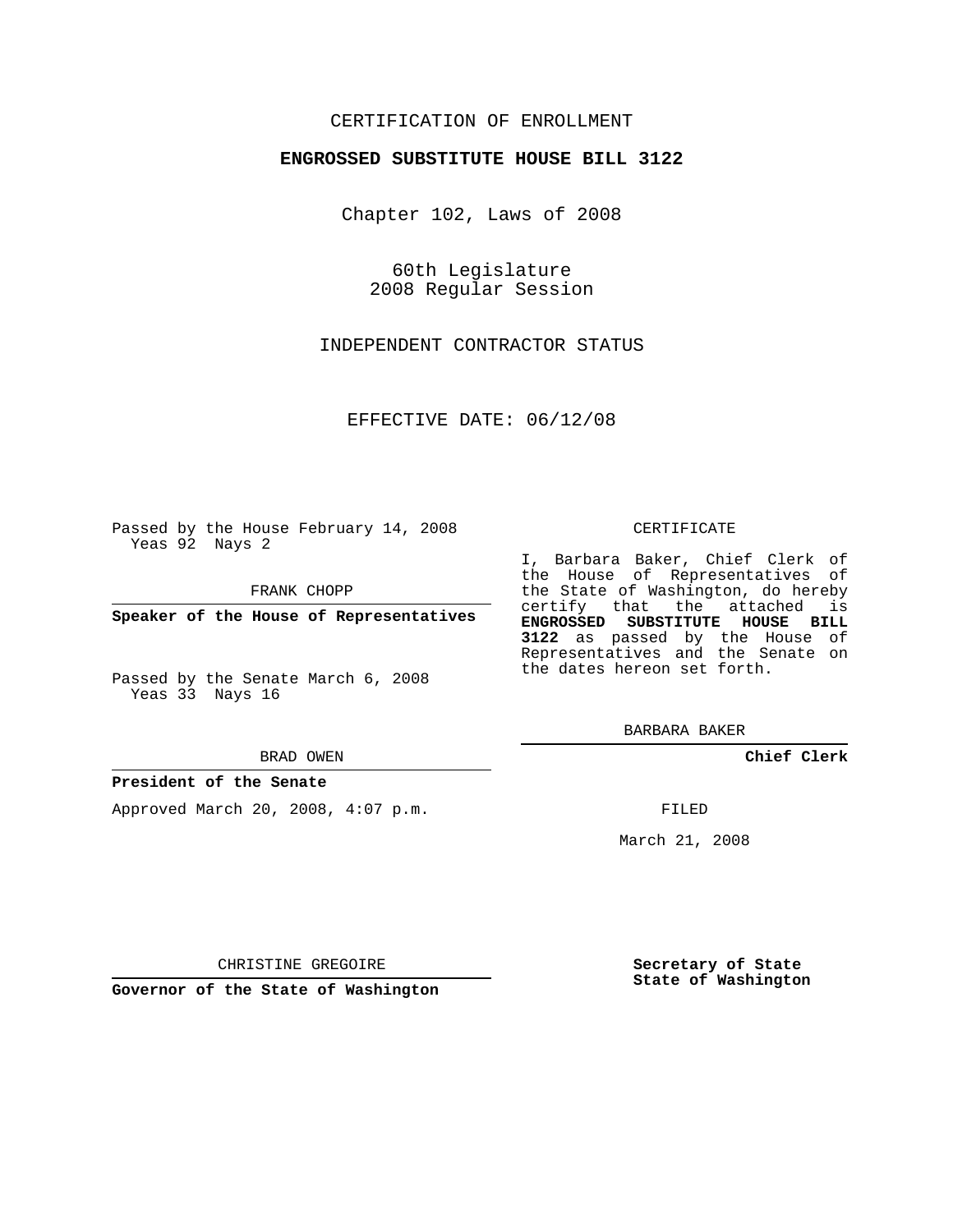CERTIFICATION OF ENROLLMENT

**ENGROSSED SUBSTITUTE HOUSE BILL 3122**

Chapter 102, Laws of 2008

60th Legislature
2008 Regular Session

INDEPENDENT CONTRACTOR STATUS

EFFECTIVE DATE: 06/12/08

Passed by the House February 14, 2008
Yeas 92 Nays 2

FRANK CHOPP

**Speaker of the House of Representatives**

Passed by the Senate March 6, 2008
Yeas 33 Nays 16

BRAD OWEN

**President of the Senate**

Approved March 20, 2008, 4:07 p.m.

CHRISTINE GREGOIRE

**Governor of the State of Washington**

CERTIFICATE

I, Barbara Baker, Chief Clerk of the House of Representatives of the State of Washington, do hereby certify that the attached is **ENGROSSED SUBSTITUTE HOUSE BILL 3122** as passed by the House of Representatives and the Senate on the dates hereon set forth.

BARBARA BAKER

**Chief Clerk**

FILED

March 21, 2008

**Secretary of State**
**State of Washington**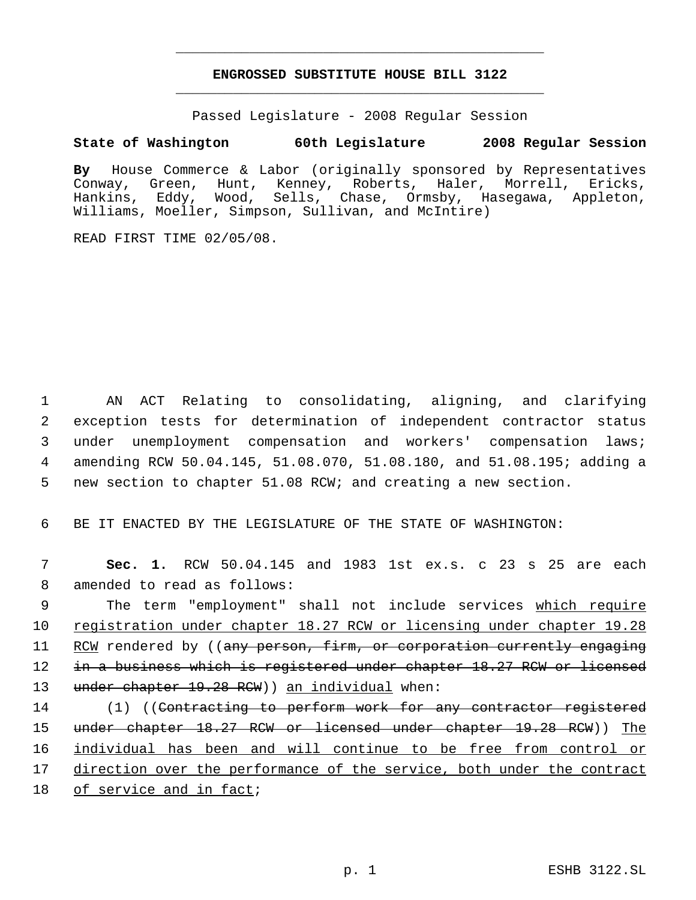# ENGROSSED SUBSTITUTE HOUSE BILL 3122

Passed Legislature - 2008 Regular Session

**State of Washington 60th Legislature 2008 Regular Session**

**By** House Commerce & Labor (originally sponsored by Representatives Conway, Green, Hunt, Kenney, Roberts, Haler, Morrell, Ericks, Hankins, Eddy, Wood, Sells, Chase, Ormsby, Hasegawa, Appleton, Williams, Moeller, Simpson, Sullivan, and McIntire)

READ FIRST TIME 02/05/08.

1 AN ACT Relating to consolidating, aligning, and clarifying
2 exception tests for determination of independent contractor status
3 under unemployment compensation and workers' compensation laws;
4 amending RCW 50.04.145, 51.08.070, 51.08.180, and 51.08.195; adding a
5 new section to chapter 51.08 RCW; and creating a new section.

6 BE IT ENACTED BY THE LEGISLATURE OF THE STATE OF WASHINGTON:

7 **Sec. 1.** RCW 50.04.145 and 1983 1st ex.s. c 23 s 25 are each
8 amended to read as follows:

9 The term "employment" shall not include services <u>which require</u>
10 <u>registration under chapter 18.27 RCW or licensing under chapter 19.28</u>
11 <u>RCW</u> rendered by ((~~any person, firm, or corporation currently engaging~~
12 ~~in a business which is registered under chapter 18.27 RCW or licensed~~
13 ~~under chapter 19.28 RCW~~)) <u>an individual</u> when:

14 (1) ((~~Contracting to perform work for any contractor registered~~
15 ~~under chapter 18.27 RCW or licensed under chapter 19.28 RCW~~)) <u>The</u>
16 <u>individual has been and will continue to be free from control or</u>
17 <u>direction over the performance of the service, both under the contract</u>
18 <u>of service and in fact</u>;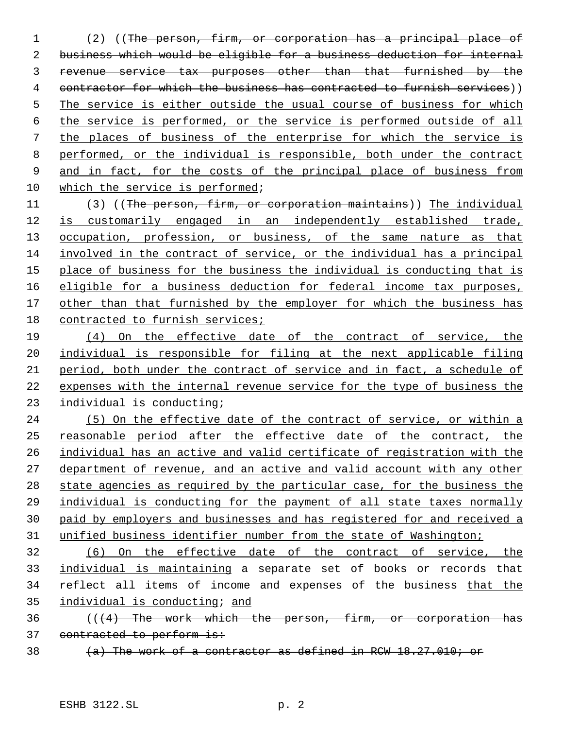(2) ((~~The person, firm, or corporation has a principal place of business which would be eligible for a business deduction for internal revenue service tax purposes other than that furnished by the contractor for which the business has contracted to furnish services~~)) The service is either outside the usual course of business for which the service is performed, or the service is performed outside of all the places of business of the enterprise for which the service is performed, or the individual is responsible, both under the contract and in fact, for the costs of the principal place of business from which the service is performed;

(3) ((~~The person, firm, or corporation maintains~~)) The individual is customarily engaged in an independently established trade, occupation, profession, or business, of the same nature as that involved in the contract of service, or the individual has a principal place of business for the business the individual is conducting that is eligible for a business deduction for federal income tax purposes, other than that furnished by the employer for which the business has contracted to furnish services;

(4) On the effective date of the contract of service, the individual is responsible for filing at the next applicable filing period, both under the contract of service and in fact, a schedule of expenses with the internal revenue service for the type of business the individual is conducting;

(5) On the effective date of the contract of service, or within a reasonable period after the effective date of the contract, the individual has an active and valid certificate of registration with the department of revenue, and an active and valid account with any other state agencies as required by the particular case, for the business the individual is conducting for the payment of all state taxes normally paid by employers and businesses and has registered for and received a unified business identifier number from the state of Washington;

(6) On the effective date of the contract of service, the individual is maintaining a separate set of books or records that reflect all items of income and expenses of the business that the individual is conducting; and

((~~(4) The work which the person, firm, or corporation has contracted to perform is:~~

~~(a) The work of a contractor as defined in RCW 18.27.010; or~~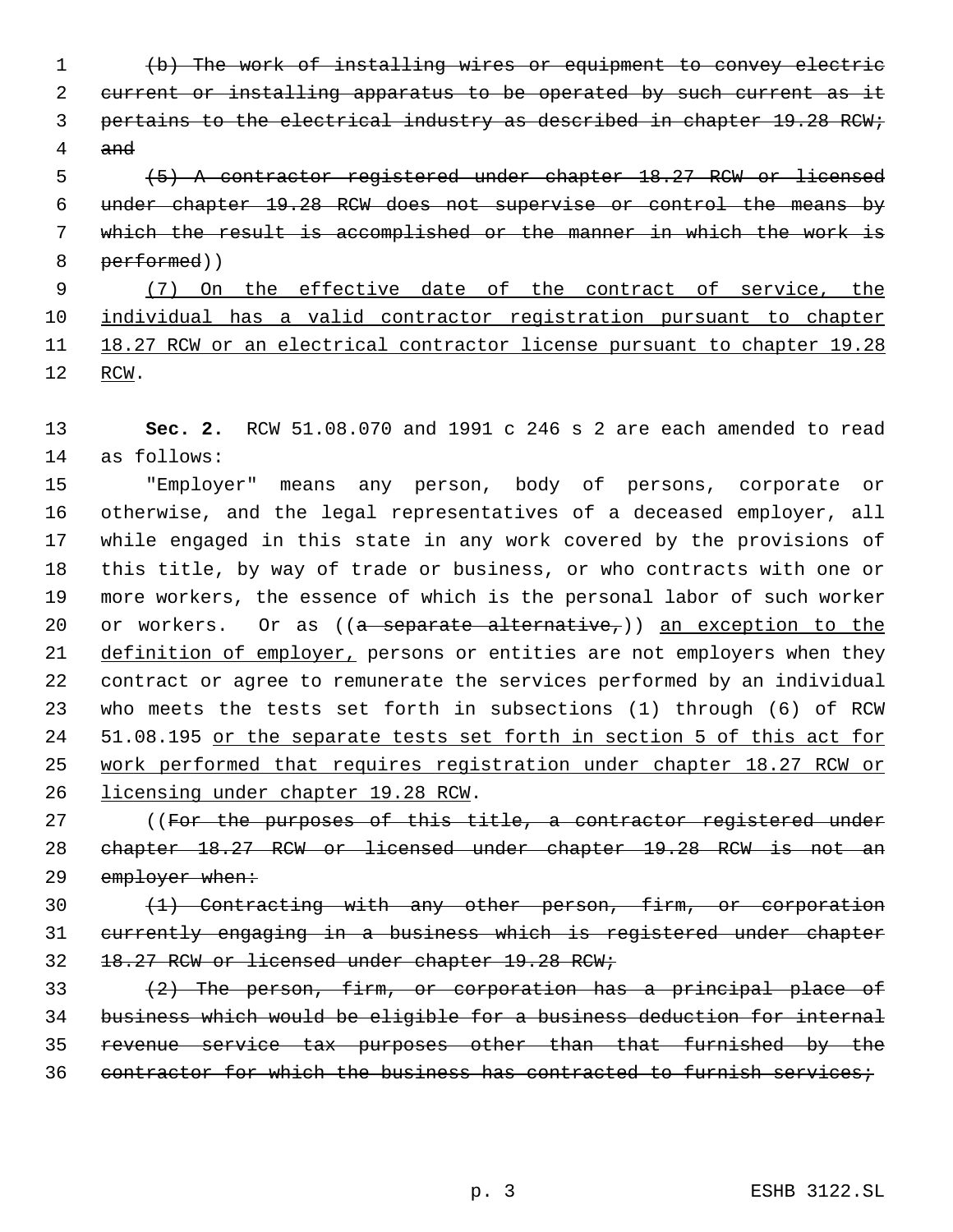~~(b) The work of installing wires or equipment to convey electric current or installing apparatus to be operated by such current as it pertains to the electrical industry as described in chapter 19.28 RCW; and~~

~~(5) A contractor registered under chapter 18.27 RCW or licensed under chapter 19.28 RCW does not supervise or control the means by which the result is accomplished or the manner in which the work is performed~~))

<u>(7) On the effective date of the contract of service, the individual has a valid contractor registration pursuant to chapter 18.27 RCW or an electrical contractor license pursuant to chapter 19.28 RCW</u>.

**Sec. 2.** RCW 51.08.070 and 1991 c 246 s 2 are each amended to read as follows:

"Employer" means any person, body of persons, corporate or otherwise, and the legal representatives of a deceased employer, all while engaged in this state in any work covered by the provisions of this title, by way of trade or business, or who contracts with one or more workers, the essence of which is the personal labor of such worker or workers. Or as ((~~a separate alternative,~~)) <u>an exception to the definition of employer,</u> persons or entities are not employers when they contract or agree to remunerate the services performed by an individual who meets the tests set forth in subsections (1) through (6) of RCW 51.08.195 <u>or the separate tests set forth in section 5 of this act for work performed that requires registration under chapter 18.27 RCW or licensing under chapter 19.28 RCW</u>.

((~~For the purposes of this title, a contractor registered under chapter 18.27 RCW or licensed under chapter 19.28 RCW is not an employer when:~~

~~(1) Contracting with any other person, firm, or corporation currently engaging in a business which is registered under chapter 18.27 RCW or licensed under chapter 19.28 RCW;~~

~~(2) The person, firm, or corporation has a principal place of business which would be eligible for a business deduction for internal revenue service tax purposes other than that furnished by the contractor for which the business has contracted to furnish services;~~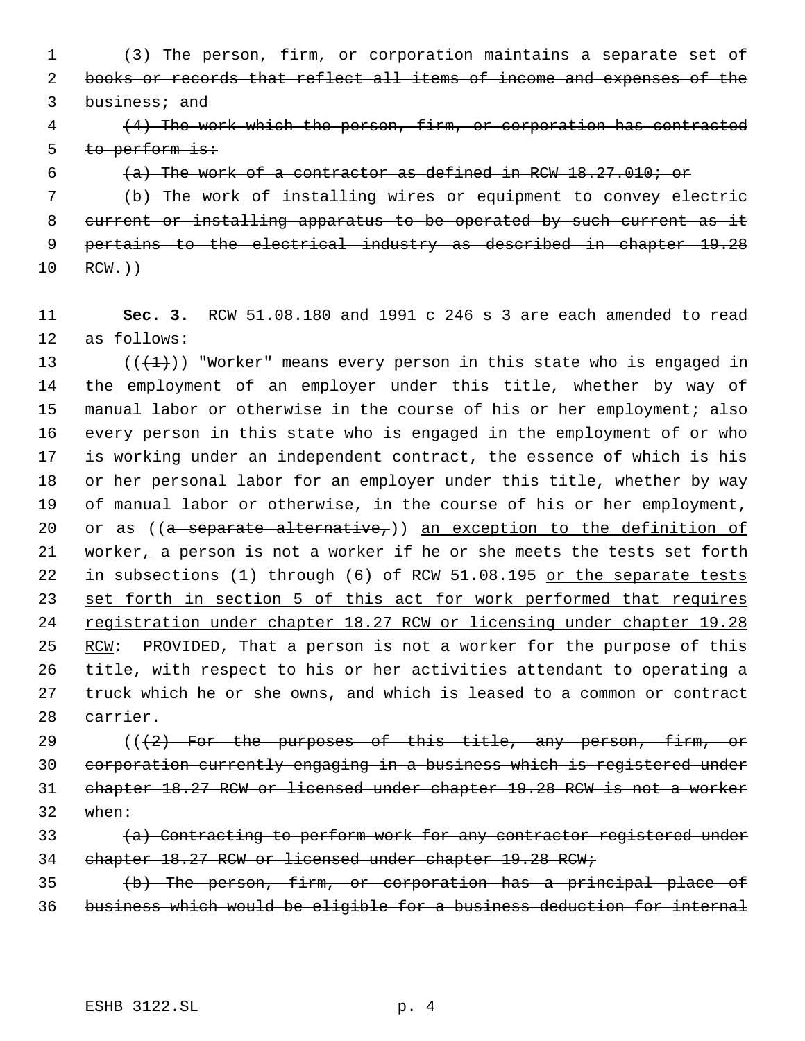~~(3) The person, firm, or corporation maintains a separate set of books or records that reflect all items of income and expenses of the business; and~~

~~(4) The work which the person, firm, or corporation has contracted to perform is:~~

~~(a) The work of a contractor as defined in RCW 18.27.010; or~~

~~(b) The work of installing wires or equipment to convey electric current or installing apparatus to be operated by such current as it pertains to the electrical industry as described in chapter 19.28 RCW.~~))

**Sec. 3.** RCW 51.08.180 and 1991 c 246 s 3 are each amended to read as follows:

((~~(1)~~)) "Worker" means every person in this state who is engaged in the employment of an employer under this title, whether by way of manual labor or otherwise in the course of his or her employment; also every person in this state who is engaged in the employment of or who is working under an independent contract, the essence of which is his or her personal labor for an employer under this title, whether by way of manual labor or otherwise, in the course of his or her employment, or as ((~~a separate alternative,~~)) <u>an exception to the definition of worker,</u> a person is not a worker if he or she meets the tests set forth in subsections (1) through (6) of RCW 51.08.195 <u>or the separate tests set forth in section 5 of this act for work performed that requires registration under chapter 18.27 RCW or licensing under chapter 19.28 RCW</u>: PROVIDED, That a person is not a worker for the purpose of this title, with respect to his or her activities attendant to operating a truck which he or she owns, and which is leased to a common or contract carrier.

((~~(2) For the purposes of this title, any person, firm, or corporation currently engaging in a business which is registered under chapter 18.27 RCW or licensed under chapter 19.28 RCW is not a worker when:~~

~~(a) Contracting to perform work for any contractor registered under chapter 18.27 RCW or licensed under chapter 19.28 RCW;~~

~~(b) The person, firm, or corporation has a principal place of business which would be eligible for a business deduction for internal~~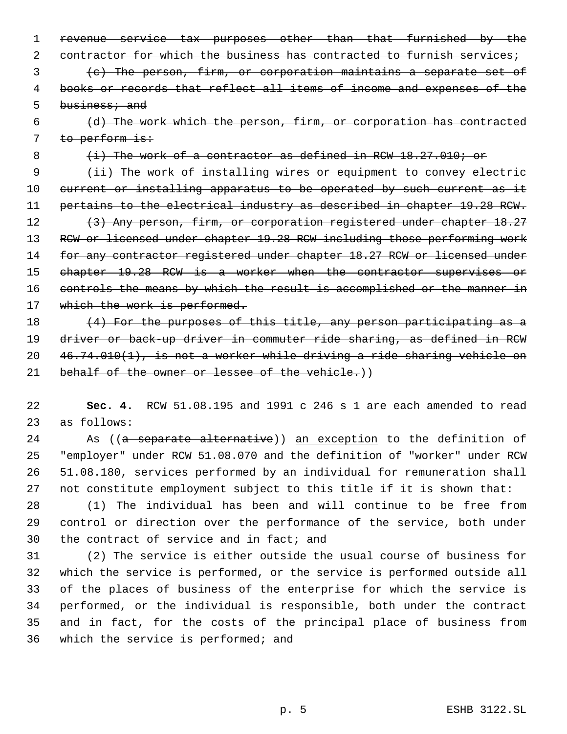~~revenue service tax purposes other than that furnished by the contractor for which the business has contracted to furnish services;~~

~~(c) The person, firm, or corporation maintains a separate set of books or records that reflect all items of income and expenses of the business; and~~

~~(d) The work which the person, firm, or corporation has contracted to perform is:~~

~~(i) The work of a contractor as defined in RCW 18.27.010; or~~

~~(ii) The work of installing wires or equipment to convey electric current or installing apparatus to be operated by such current as it pertains to the electrical industry as described in chapter 19.28 RCW.~~

~~(3) Any person, firm, or corporation registered under chapter 18.27 RCW or licensed under chapter 19.28 RCW including those performing work for any contractor registered under chapter 18.27 RCW or licensed under chapter 19.28 RCW is a worker when the contractor supervises or controls the means by which the result is accomplished or the manner in which the work is performed.~~

~~(4) For the purposes of this title, any person participating as a driver or back-up driver in commuter ride sharing, as defined in RCW 46.74.010(1), is not a worker while driving a ride-sharing vehicle on behalf of the owner or lessee of the vehicle.~~))

**Sec. 4.** RCW 51.08.195 and 1991 c 246 s 1 are each amended to read as follows:

As ((~~a separate alternative~~)) <u>an exception</u> to the definition of "employer" under RCW 51.08.070 and the definition of "worker" under RCW 51.08.180, services performed by an individual for remuneration shall not constitute employment subject to this title if it is shown that:

(1) The individual has been and will continue to be free from control or direction over the performance of the service, both under the contract of service and in fact; and

(2) The service is either outside the usual course of business for which the service is performed, or the service is performed outside all of the places of business of the enterprise for which the service is performed, or the individual is responsible, both under the contract and in fact, for the costs of the principal place of business from which the service is performed; and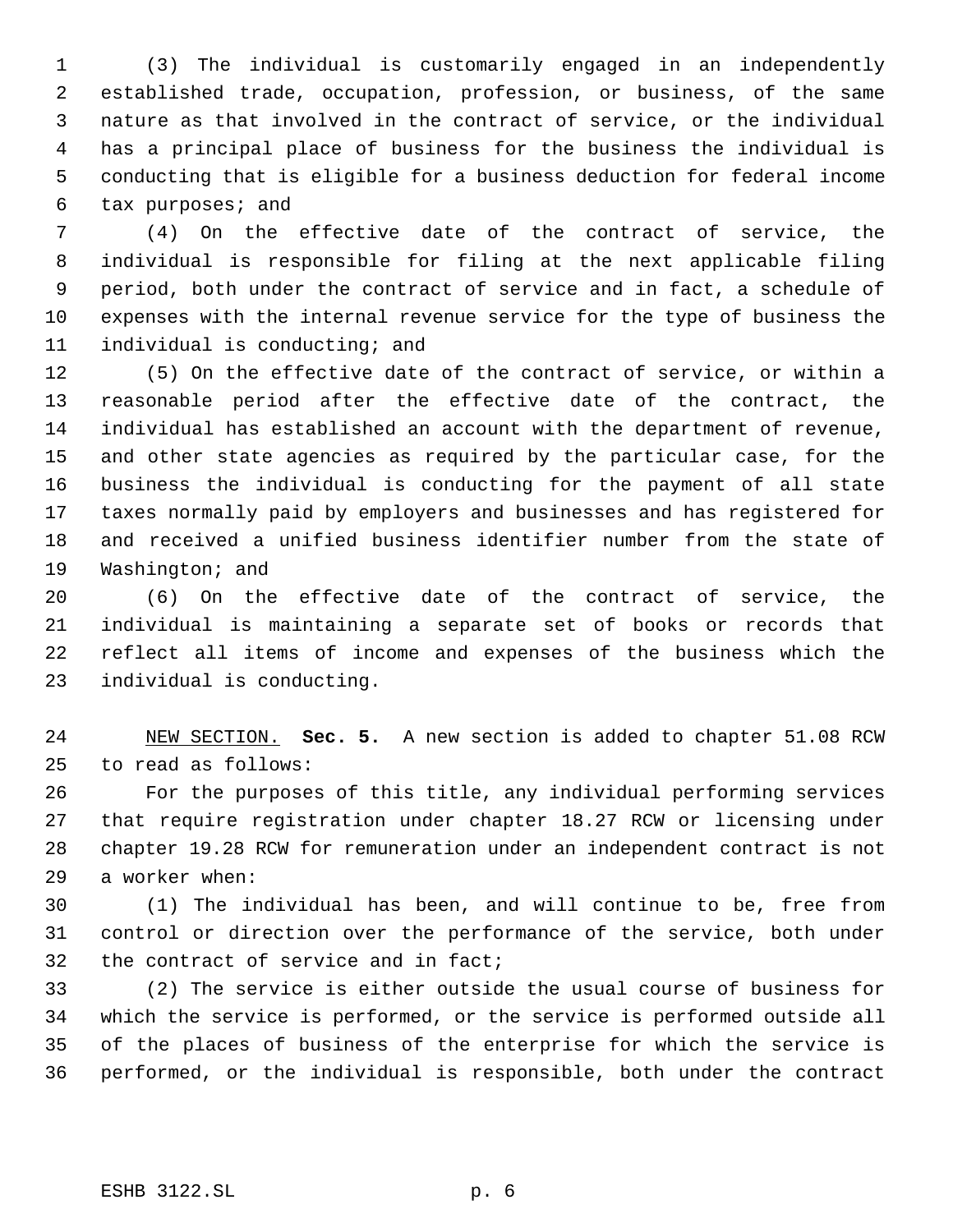(3) The individual is customarily engaged in an independently established trade, occupation, profession, or business, of the same nature as that involved in the contract of service, or the individual has a principal place of business for the business the individual is conducting that is eligible for a business deduction for federal income tax purposes; and

(4) On the effective date of the contract of service, the individual is responsible for filing at the next applicable filing period, both under the contract of service and in fact, a schedule of expenses with the internal revenue service for the type of business the individual is conducting; and

(5) On the effective date of the contract of service, or within a reasonable period after the effective date of the contract, the individual has established an account with the department of revenue, and other state agencies as required by the particular case, for the business the individual is conducting for the payment of all state taxes normally paid by employers and businesses and has registered for and received a unified business identifier number from the state of Washington; and

(6) On the effective date of the contract of service, the individual is maintaining a separate set of books or records that reflect all items of income and expenses of the business which the individual is conducting.

NEW SECTION. **Sec. 5.** A new section is added to chapter 51.08 RCW to read as follows:

For the purposes of this title, any individual performing services that require registration under chapter 18.27 RCW or licensing under chapter 19.28 RCW for remuneration under an independent contract is not a worker when:

(1) The individual has been, and will continue to be, free from control or direction over the performance of the service, both under the contract of service and in fact;

(2) The service is either outside the usual course of business for which the service is performed, or the service is performed outside all of the places of business of the enterprise for which the service is performed, or the individual is responsible, both under the contract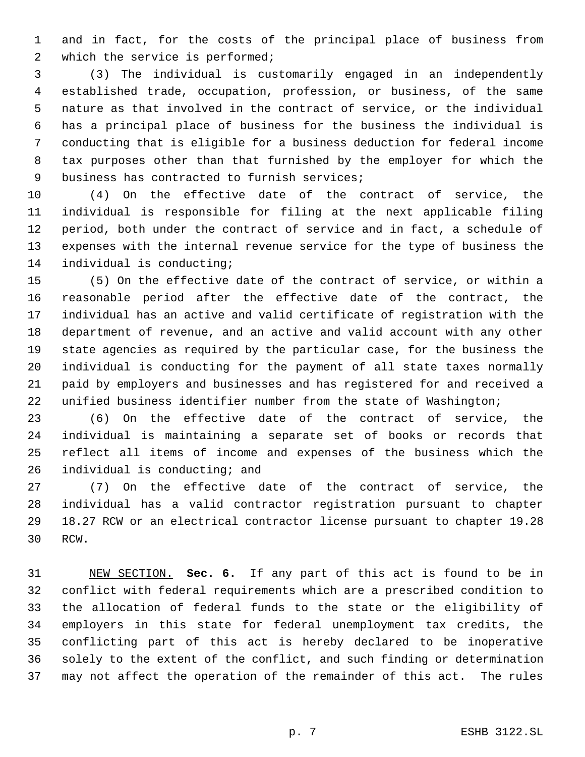and in fact, for the costs of the principal place of business from which the service is performed;

(3) The individual is customarily engaged in an independently established trade, occupation, profession, or business, of the same nature as that involved in the contract of service, or the individual has a principal place of business for the business the individual is conducting that is eligible for a business deduction for federal income tax purposes other than that furnished by the employer for which the business has contracted to furnish services;

(4) On the effective date of the contract of service, the individual is responsible for filing at the next applicable filing period, both under the contract of service and in fact, a schedule of expenses with the internal revenue service for the type of business the individual is conducting;

(5) On the effective date of the contract of service, or within a reasonable period after the effective date of the contract, the individual has an active and valid certificate of registration with the department of revenue, and an active and valid account with any other state agencies as required by the particular case, for the business the individual is conducting for the payment of all state taxes normally paid by employers and businesses and has registered for and received a unified business identifier number from the state of Washington;

(6) On the effective date of the contract of service, the individual is maintaining a separate set of books or records that reflect all items of income and expenses of the business which the individual is conducting; and

(7) On the effective date of the contract of service, the individual has a valid contractor registration pursuant to chapter 18.27 RCW or an electrical contractor license pursuant to chapter 19.28 RCW.

NEW SECTION. **Sec. 6.** If any part of this act is found to be in conflict with federal requirements which are a prescribed condition to the allocation of federal funds to the state or the eligibility of employers in this state for federal unemployment tax credits, the conflicting part of this act is hereby declared to be inoperative solely to the extent of the conflict, and such finding or determination may not affect the operation of the remainder of this act. The rules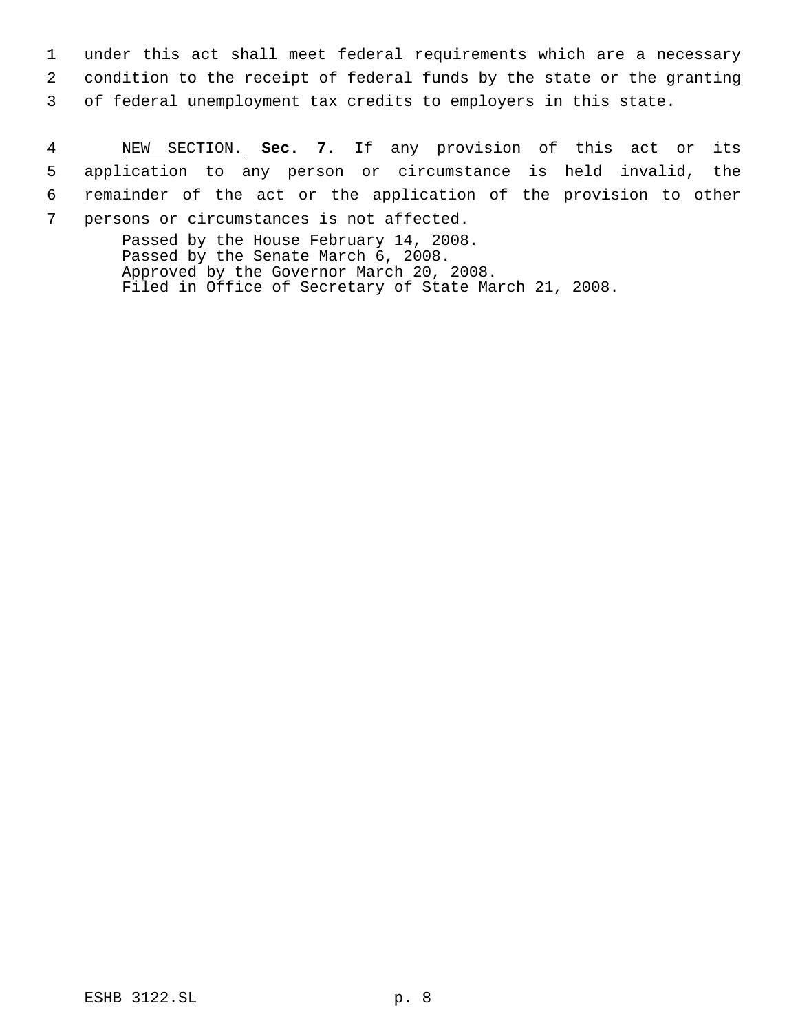under this act shall meet federal requirements which are a necessary condition to the receipt of federal funds by the state or the granting of federal unemployment tax credits to employers in this state.

NEW SECTION. **Sec. 7.** If any provision of this act or its application to any person or circumstance is held invalid, the remainder of the act or the application of the provision to other persons or circumstances is not affected.

Passed by the House February 14, 2008.
Passed by the Senate March 6, 2008.
Approved by the Governor March 20, 2008.
Filed in Office of Secretary of State March 21, 2008.